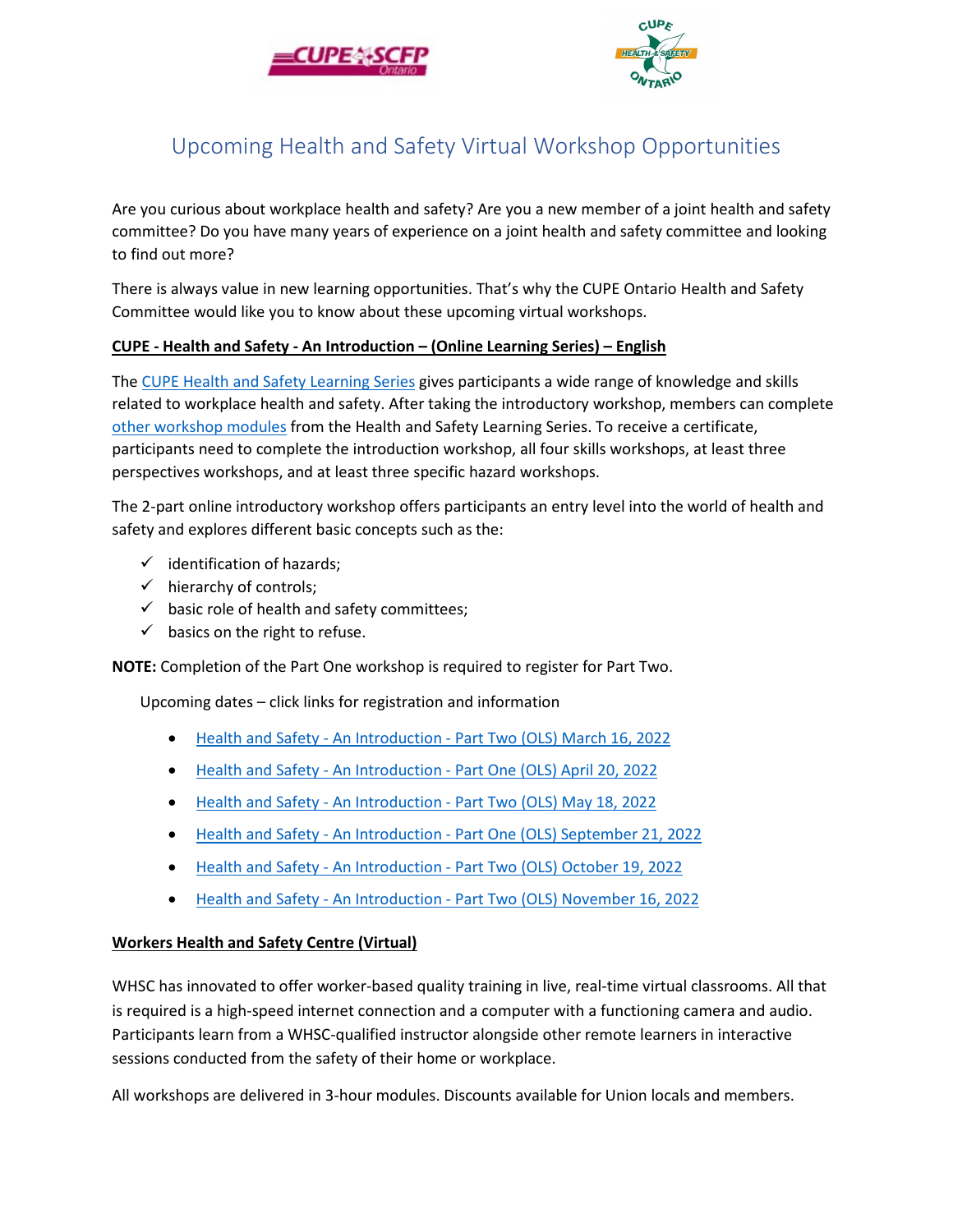# Upcoming Health and Safety Virtual Workshop Opportunities

Are you curious about workplace health and safety? Are you a new member of a joint health and safety committee? Do you have many years of experience on a joint health and safety committee and looking to find out more?

There is always value in new learning opportunities. That's why the CUPE Ontario Health and Safety Committee would like you to know about these upcoming virtual workshops.

**CUPE - Health and Safety - An Introduction – (Online Learning Series) – English**

The CUPE Health and Safety Learning Series gives participants a wide range of knowledge and skills related to workplace health and safety. After taking the introductory workshop, members can complete other workshop modules from the Health and Safety Learning Series. To receive a certificate, participants need to complete the introduction workshop, all four skills workshops, at least three perspectives workshops, and at least three specific hazard workshops.

The 2-part online introductory workshop offers participants an entry level into the world of health and safety and explores different basic concepts such as the:

- ✓ identification of hazards;
- ✓ hierarchy of controls;
- ✓ basic role of health and safety committees;
- ✓ basics on the right to refuse.

**NOTE:** Completion of the Part One workshop is required to register for Part Two.

Upcoming dates – click links for registration and information

- Health and Safety - An Introduction - Part Two (OLS) March 16, 2022
- Health and Safety - An Introduction - Part One (OLS) April 20, 2022
- Health and Safety - An Introduction - Part Two (OLS) May 18, 2022
- Health and Safety - An Introduction - Part One (OLS) September 21, 2022
- Health and Safety - An Introduction - Part Two (OLS) October 19, 2022
- Health and Safety - An Introduction - Part Two (OLS) November 16, 2022

**Workers Health and Safety Centre (Virtual)**

WHSC has innovated to offer worker-based quality training in live, real-time virtual classrooms. All that is required is a high-speed internet connection and a computer with a functioning camera and audio. Participants learn from a WHSC-qualified instructor alongside other remote learners in interactive sessions conducted from the safety of their home or workplace.

All workshops are delivered in 3-hour modules. Discounts available for Union locals and members.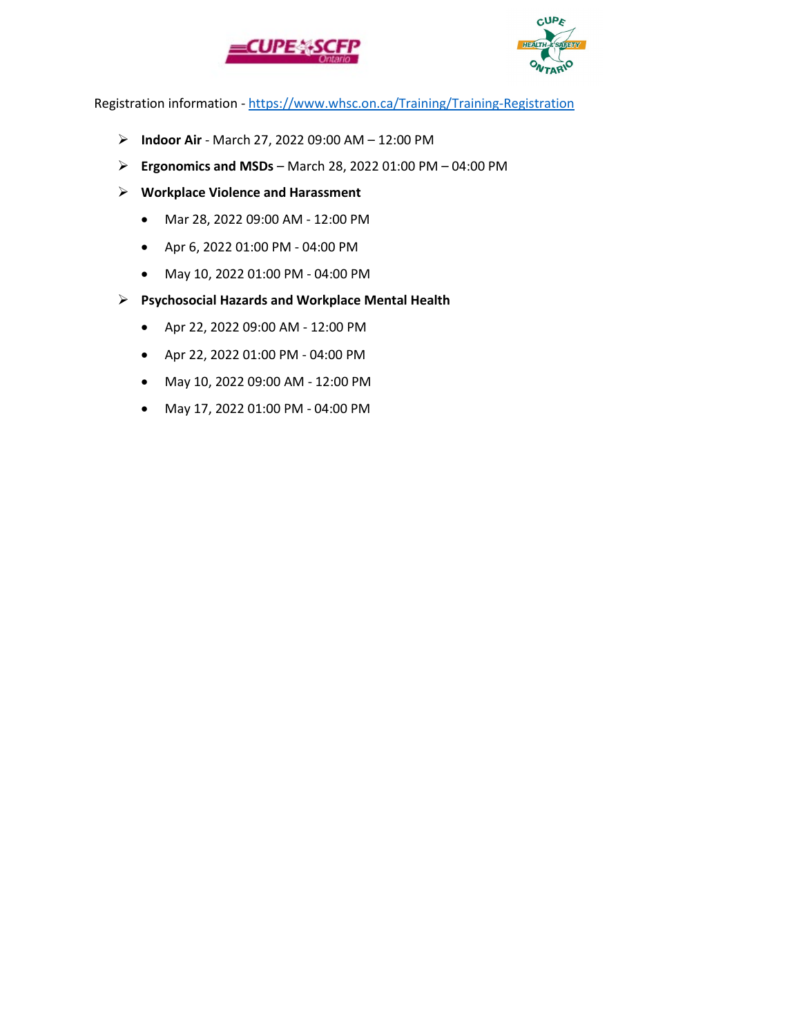Registration information - https://www.whsc.on.ca/Training/Training-Registration

- **Indoor Air** - March 27, 2022 09:00 AM – 12:00 PM
- **Ergonomics and MSDs** – March 28, 2022 01:00 PM – 04:00 PM
- **Workplace Violence and Harassment**
  - Mar 28, 2022 09:00 AM - 12:00 PM
  - Apr 6, 2022 01:00 PM - 04:00 PM
  - May 10, 2022 01:00 PM - 04:00 PM
- **Psychosocial Hazards and Workplace Mental Health**
  - Apr 22, 2022 09:00 AM - 12:00 PM
  - Apr 22, 2022 01:00 PM - 04:00 PM
  - May 10, 2022 09:00 AM - 12:00 PM
  - May 17, 2022 01:00 PM - 04:00 PM